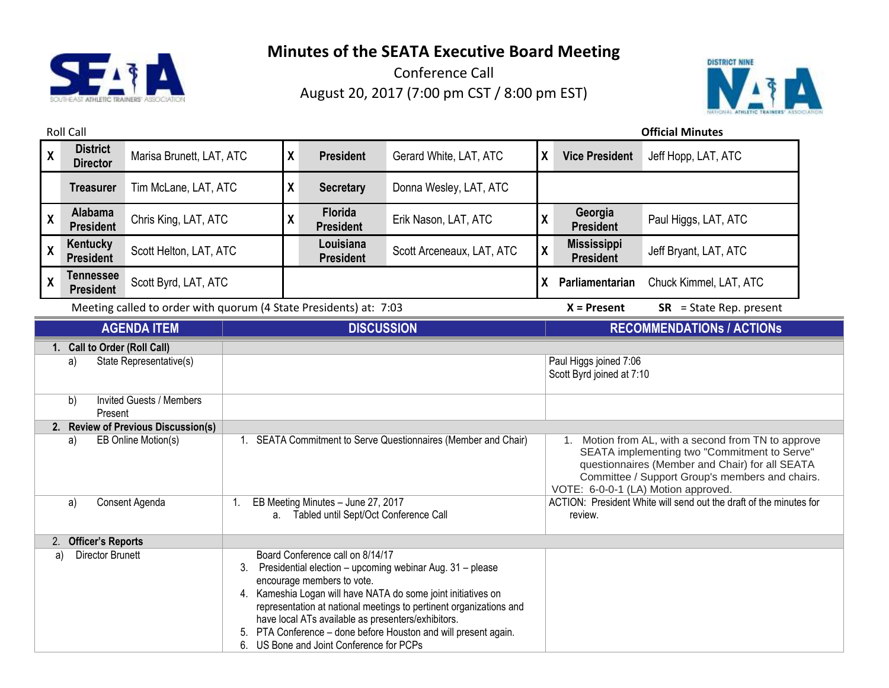# Minutes of the SEATA Executive Board Meeting

Conference Call

August 20, 2017 (7:00 pm CST / 8:00 pm EST)

Roll Call **Official Minutes**

| | | | | | | | | |
|---|---|---|---|---|---|---|---|---|
| X | **District Director** | Marisa Brunett, LAT, ATC | X | **President** | Gerard White, LAT, ATC | X | **Vice President** | Jeff Hopp, LAT, ATC |
| | **Treasurer** | Tim McLane, LAT, ATC | X | **Secretary** | Donna Wesley, LAT, ATC | | | |
| X | **Alabama President** | Chris King, LAT, ATC | X | **Florida President** | Erik Nason, LAT, ATC | X | **Georgia President** | Paul Higgs, LAT, ATC |
| X | **Kentucky President** | Scott Helton, LAT, ATC | | **Louisiana President** | Scott Arceneaux, LAT, ATC | X | **Mississippi President** | Jeff Bryant, LAT, ATC |
| X | **Tennessee President** | Scott Byrd, LAT, ATC | | | | X | **Parliamentarian** | Chuck Kimmel, LAT, ATC |

Meeting called to order with quorum (4 State Presidents) at: 7:03 **X = Present** **SR** = State Rep. present

| AGENDA ITEM | DISCUSSION | RECOMMENDATIONs / ACTIONs |
|---|---|---|
| **1. Call to Order (Roll Call)** | | |
| a) State Representative(s) | | Paul Higgs joined 7:06<br>Scott Byrd joined at 7:10 |
| b) Invited Guests / Members Present | | |
| **2. Review of Previous Discussion(s)** | | |
| a) EB Online Motion(s) | 1. SEATA Commitment to Serve Questionnaires (Member and Chair) | 1. Motion from AL, with a second from TN to approve SEATA implementing two "Commitment to Serve" questionnaires (Member and Chair) for all SEATA Committee / Support Group's members and chairs.<br>VOTE: 6-0-0-1 (LA) Motion approved. |
| a) Consent Agenda | 1. EB Meeting Minutes – June 27, 2017<br>a. Tabled until Sept/Oct Conference Call | ACTION: President White will send out the draft of the minutes for review. |
| **2. Officer's Reports** | | |
| a) Director Brunett | Board Conference call on 8/14/17<br>3. Presidential election – upcoming webinar Aug. 31 – please encourage members to vote.<br>4. Kameshia Logan will have NATA do some joint initiatives on representation at national meetings to pertinent organizations and have local ATs available as presenters/exhibitors.<br>5. PTA Conference – done before Houston and will present again.<br>6. US Bone and Joint Conference for PCPs | |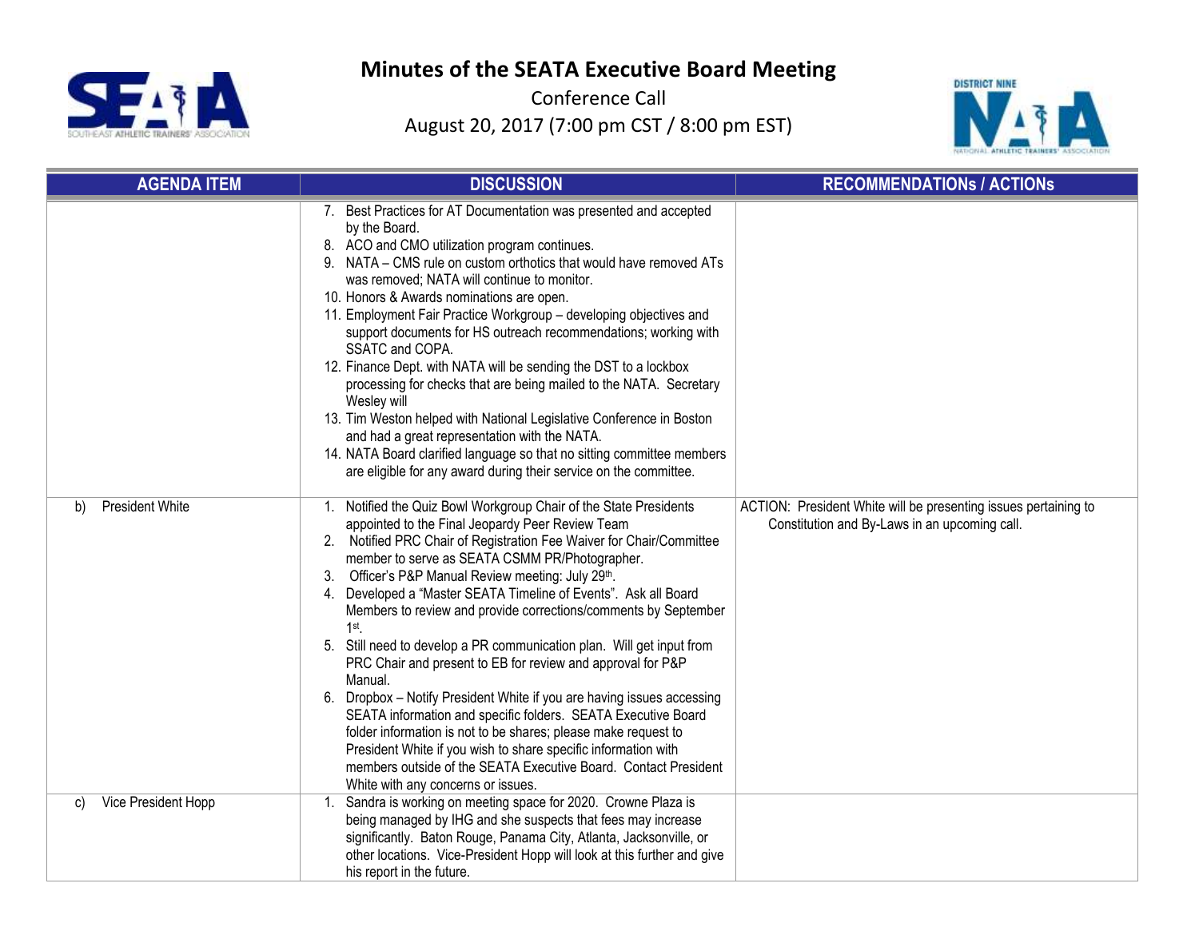# Minutes of the SEATA Executive Board Meeting

Conference Call

August 20, 2017 (7:00 pm CST / 8:00 pm EST)

| AGENDA ITEM | DISCUSSION | RECOMMENDATIONs / ACTIONs |
|---|---|---|
| | 7. Best Practices for AT Documentation was presented and accepted by the Board.<br>8. ACO and CMO utilization program continues.<br>9. NATA – CMS rule on custom orthotics that would have removed ATs was removed; NATA will continue to monitor.<br>10. Honors & Awards nominations are open.<br>11. Employment Fair Practice Workgroup – developing objectives and support documents for HS outreach recommendations; working with SSATC and COPA.<br>12. Finance Dept. with NATA will be sending the DST to a lockbox processing for checks that are being mailed to the NATA. Secretary Wesley will<br>13. Tim Weston helped with National Legislative Conference in Boston and had a great representation with the NATA.<br>14. NATA Board clarified language so that no sitting committee members are eligible for any award during their service on the committee. | |
| b) President White | 1. Notified the Quiz Bowl Workgroup Chair of the State Presidents appointed to the Final Jeopardy Peer Review Team<br>2. Notified PRC Chair of Registration Fee Waiver for Chair/Committee member to serve as SEATA CSMM PR/Photographer.<br>3. Officer's P&P Manual Review meeting: July 29th.<br>4. Developed a "Master SEATA Timeline of Events". Ask all Board Members to review and provide corrections/comments by September 1st.<br>5. Still need to develop a PR communication plan. Will get input from PRC Chair and present to EB for review and approval for P&P Manual.<br>6. Dropbox – Notify President White if you are having issues accessing SEATA information and specific folders. SEATA Executive Board folder information is not to be shares; please make request to President White if you wish to share specific information with members outside of the SEATA Executive Board. Contact President White with any concerns or issues. | ACTION: President White will be presenting issues pertaining to Constitution and By-Laws in an upcoming call. |
| c) Vice President Hopp | 1. Sandra is working on meeting space for 2020. Crowne Plaza is being managed by IHG and she suspects that fees may increase significantly. Baton Rouge, Panama City, Atlanta, Jacksonville, or other locations. Vice-President Hopp will look at this further and give his report in the future. | |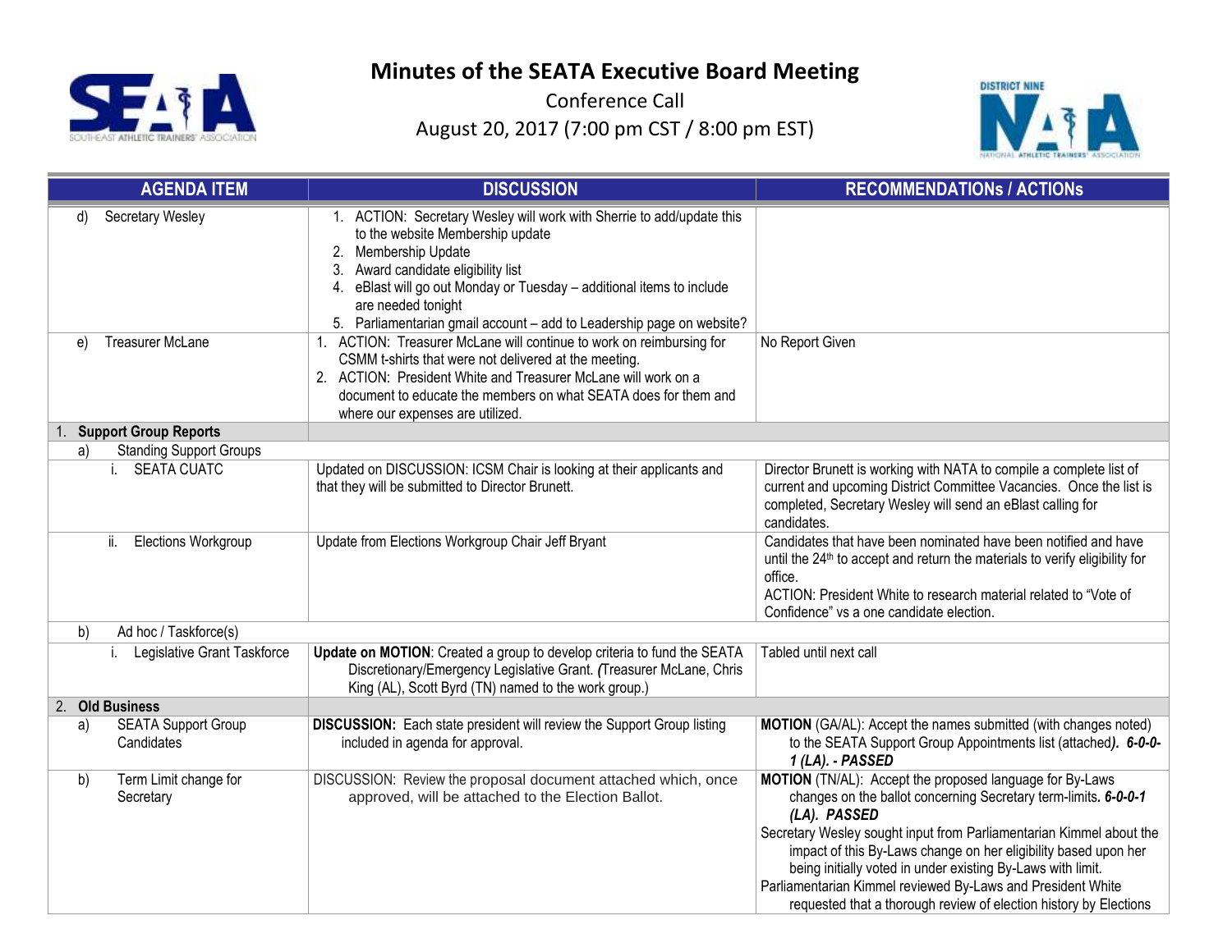# Minutes of the SEATA Executive Board Meeting

Conference Call

August 20, 2017 (7:00 pm CST / 8:00 pm EST)

| AGENDA ITEM | DISCUSSION | RECOMMENDATIONs / ACTIONs |
|---|---|---|
| d) Secretary Wesley | 1. ACTION: Secretary Wesley will work with Sherrie to add/update this to the website Membership update<br>2. Membership Update<br>3. Award candidate eligibility list<br>4. eBlast will go out Monday or Tuesday – additional items to include are needed tonight<br>5. Parliamentarian gmail account – add to Leadership page on website? | |
| e) Treasurer McLane | 1. ACTION: Treasurer McLane will continue to work on reimbursing for CSMM t-shirts that were not delivered at the meeting.<br>2. ACTION: President White and Treasurer McLane will work on a document to educate the members on what SEATA does for them and where our expenses are utilized. | No Report Given |
| **1. Support Group Reports** | | |
| a) Standing Support Groups | | |
| i. SEATA CUATC | Updated on DISCUSSION: ICSM Chair is looking at their applicants and that they will be submitted to Director Brunett. | Director Brunett is working with NATA to compile a complete list of current and upcoming District Committee Vacancies. Once the list is completed, Secretary Wesley will send an eBlast calling for candidates. |
| ii. Elections Workgroup | Update from Elections Workgroup Chair Jeff Bryant | Candidates that have been nominated have been notified and have until the 24th to accept and return the materials to verify eligibility for office.<br>ACTION: President White to research material related to "Vote of Confidence" vs a one candidate election. |
| b) Ad hoc / Taskforce(s) | | |
| i. Legislative Grant Taskforce | **Update on MOTION**: Created a group to develop criteria to fund the SEATA Discretionary/Emergency Legislative Grant. *(*Treasurer McLane, Chris King (AL), Scott Byrd (TN) named to the work group.) | Tabled until next call |
| **2. Old Business** | | |
| a) SEATA Support Group Candidates | **DISCUSSION:** Each state president will review the Support Group listing included in agenda for approval. | **MOTION** (GA/AL): Accept the names submitted (with changes noted) to the SEATA Support Group Appointments list (attached)***. 6-0-0-1 (LA). - PASSED*** |
| b) Term Limit change for Secretary | DISCUSSION: Review the proposal document attached which, once approved, will be attached to the Election Ballot. | **MOTION** (TN/AL): Accept the proposed language for By-Laws changes on the ballot concerning Secretary term-limits. ***6-0-0-1 (LA). PASSED***<br>Secretary Wesley sought input from Parliamentarian Kimmel about the impact of this By-Laws change on her eligibility based upon her being initially voted in under existing By-Laws with limit.<br>Parliamentarian Kimmel reviewed By-Laws and President White requested that a thorough review of election history by Elections |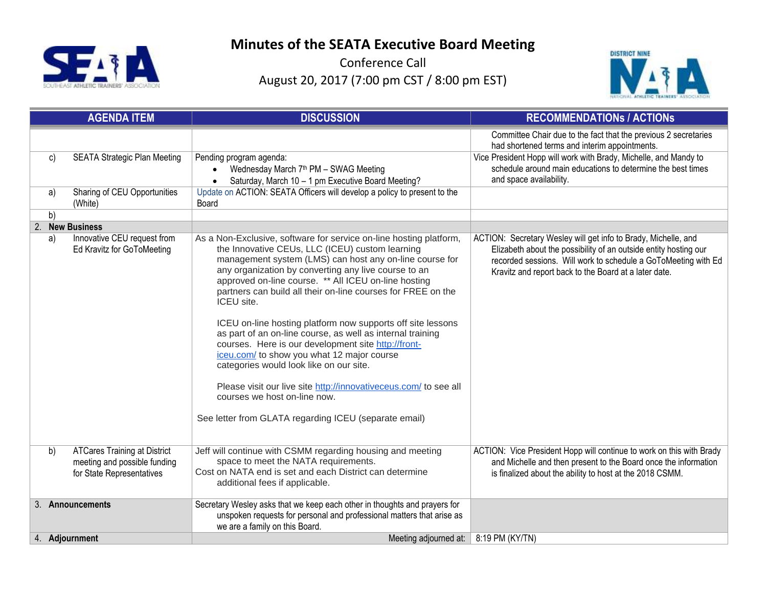# Minutes of the SEATA Executive Board Meeting

Conference Call

August 20, 2017 (7:00 pm CST / 8:00 pm EST)

| AGENDA ITEM | DISCUSSION | RECOMMENDATIONs / ACTIONs |
|---|---|---|
| | | Committee Chair due to the fact that the previous 2 secretaries had shortened terms and interim appointments. |
| c) SEATA Strategic Plan Meeting | Pending program agenda:<br>• Wednesday March 7th PM – SWAG Meeting<br>• Saturday, March 10 – 1 pm Executive Board Meeting? | Vice President Hopp will work with Brady, Michelle, and Mandy to schedule around main educations to determine the best times and space availability. |
| a) Sharing of CEU Opportunities (White) | Update on ACTION: SEATA Officers will develop a policy to present to the Board | |
| b) | | |
| **2. New Business** | | |
| a) Innovative CEU request from Ed Kravitz for GoToMeeting | As a Non-Exclusive, software for service on-line hosting platform, the Innovative CEUs, LLC (ICEU) custom learning management system (LMS) can host any on-line course for any organization by converting any live course to an approved on-line course. ** All ICEU on-line hosting partners can build all their on-line courses for FREE on the ICEU site.<br><br>ICEU on-line hosting platform now supports off site lessons as part of an on-line course, as well as internal training courses. Here is our development site http://front-iceu.com/ to show you what 12 major course categories would look like on our site.<br><br>Please visit our live site http://innovativeceus.com/ to see all courses we host on-line now.<br><br>See letter from GLATA regarding ICEU (separate email) | ACTION: Secretary Wesley will get info to Brady, Michelle, and Elizabeth about the possibility of an outside entity hosting our recorded sessions. Will work to schedule a GoToMeeting with Ed Kravitz and report back to the Board at a later date. |
| b) ATCares Training at District meeting and possible funding for State Representatives | Jeff will continue with CSMM regarding housing and meeting space to meet the NATA requirements.<br>Cost on NATA end is set and each District can determine additional fees if applicable. | ACTION: Vice President Hopp will continue to work on this with Brady and Michelle and then present to the Board once the information is finalized about the ability to host at the 2018 CSMM. |
| **3. Announcements** | Secretary Wesley asks that we keep each other in thoughts and prayers for unspoken requests for personal and professional matters that arise as we are a family on this Board. | |
| **4. Adjournment** | Meeting adjourned at: | 8:19 PM (KY/TN) |